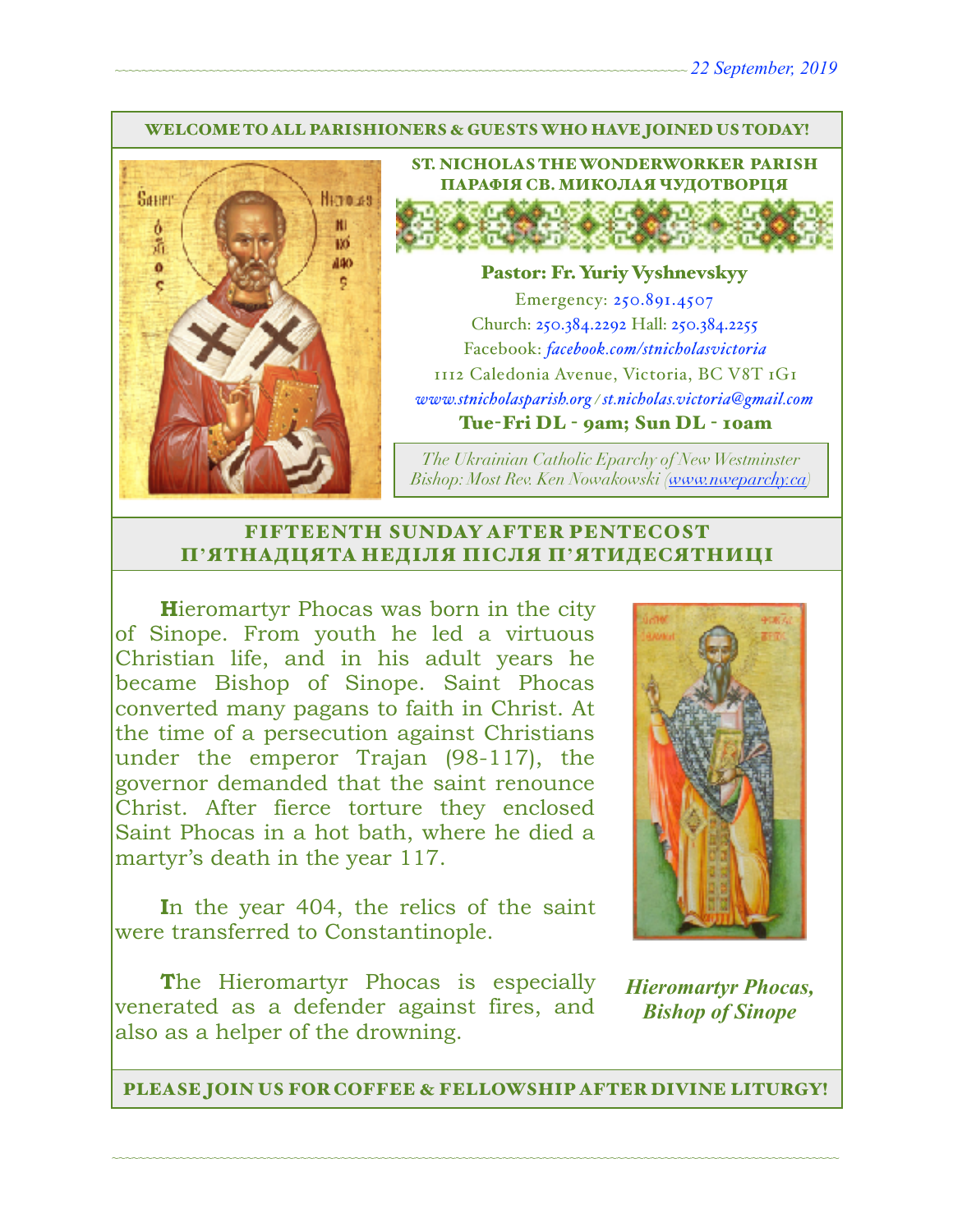22 September, 2019

WELCOME TO ALL PARISHIONERS & GUESTS WHO HAVE JOINED US TODAY!

## ST. NICHOLAS THE WONDERWORKER PARISH
## ПАРАФІЯ СВ. МИКОЛАЯ ЧУДОТВОРЦЯ

**Pastor: Fr. Yuriy Vyshnevskyy**

Emergency: 250.891.4507
Church: 250.384.2292 Hall: 250.384.2255
Facebook: *facebook.com/stnicholasvictoria*
1112 Caledonia Avenue, Victoria, BC V8T 1G1
*www.stnicholasparish.org / st.nicholas.victoria@gmail.com*

**Tue-Fri DL - 9am; Sun DL - 10am**

*The Ukrainian Catholic Eparchy of New Westminster*
*Bishop: Most Rev. Ken Nowakowski (www.nweparchy.ca)*

## FIFTEENTH SUNDAY AFTER PENTECOST
## П'ЯТНАДЦЯТА НЕДІЛЯ ПІСЛЯ П'ЯТИДЕСЯТНИЦІ

Hieromartyr Phocas was born in the city of Sinope. From youth he led a virtuous Christian life, and in his adult years he became Bishop of Sinope. Saint Phocas converted many pagans to faith in Christ. At the time of a persecution against Christians under the emperor Trajan (98-117), the governor demanded that the saint renounce Christ. After fierce torture they enclosed Saint Phocas in a hot bath, where he died a martyr's death in the year 117.

In the year 404, the relics of the saint were transferred to Constantinople.

The Hieromartyr Phocas is especially venerated as a defender against fires, and also as a helper of the drowning.

***Hieromartyr Phocas, Bishop of Sinope***

PLEASE JOIN US FOR COFFEE & FELLOWSHIP AFTER DIVINE LITURGY!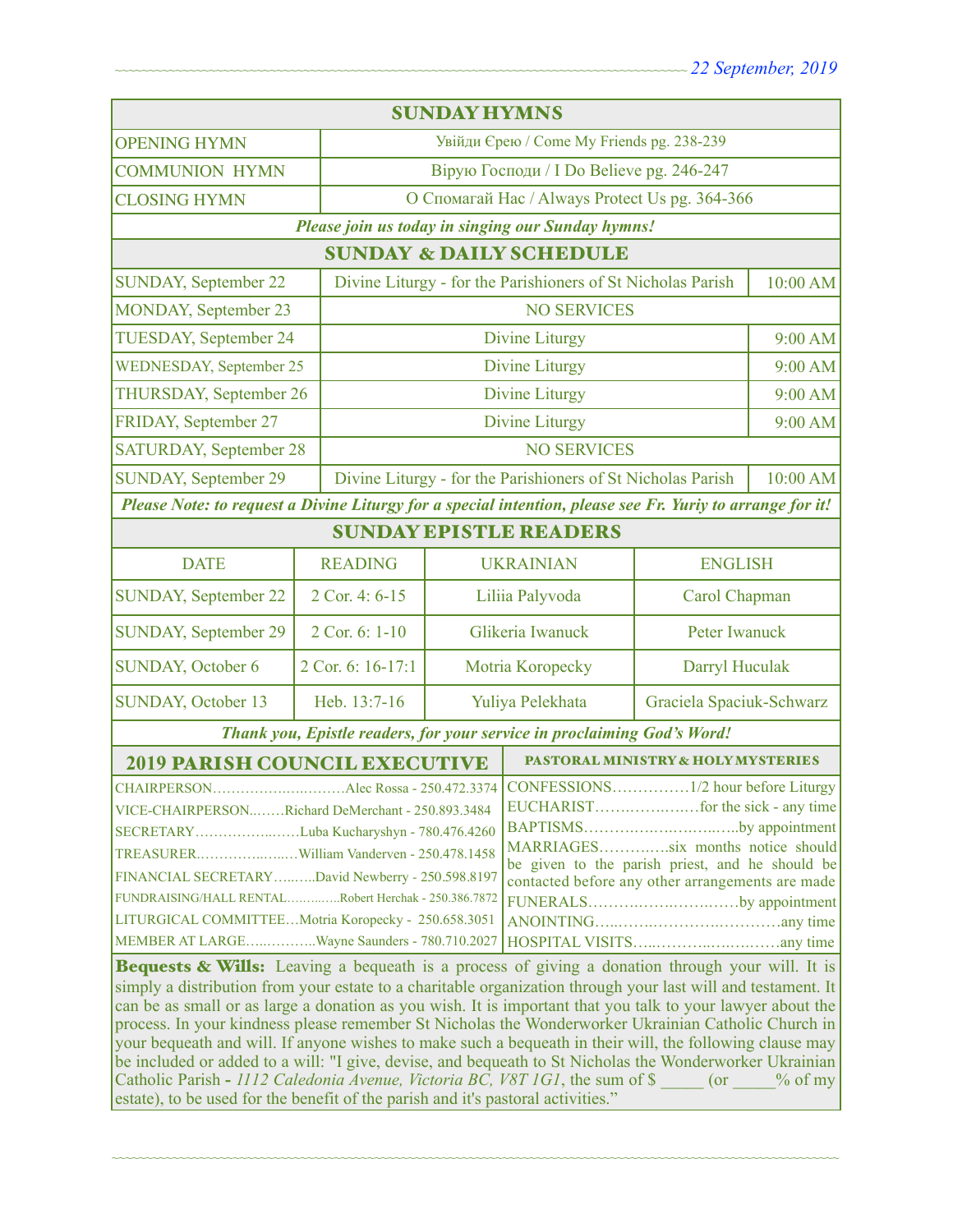## SUNDAY HYMNS

| | |
|---|---|
| OPENING HYMN | Увійди Єрею / Come My Friends pg. 238-239 |
| COMMUNION HYMN | Вірую Господи / I Do Believe pg. 246-247 |
| CLOSING HYMN | О Спомагай Нас / Always Protect Us pg. 364-366 |

*Please join us today in singing our Sunday hymns!*

## SUNDAY & DAILY SCHEDULE

| | | |
|---|---|---|
| SUNDAY, September 22 | Divine Liturgy - for the Parishioners of St Nicholas Parish | 10:00 AM |
| MONDAY, September 23 | NO SERVICES | |
| TUESDAY, September 24 | Divine Liturgy | 9:00 AM |
| WEDNESDAY, September 25 | Divine Liturgy | 9:00 AM |
| THURSDAY, September 26 | Divine Liturgy | 9:00 AM |
| FRIDAY, September 27 | Divine Liturgy | 9:00 AM |
| SATURDAY, September 28 | NO SERVICES | |
| SUNDAY, September 29 | Divine Liturgy - for the Parishioners of St Nicholas Parish | 10:00 AM |

*Please Note: to request a Divine Liturgy for a special intention, please see Fr. Yuriy to arrange for it!*

## SUNDAY EPISTLE READERS

| DATE | READING | UKRAINIAN | ENGLISH |
|---|---|---|---|
| SUNDAY, September 22 | 2 Cor. 4: 6-15 | Liliia Palyvoda | Carol Chapman |
| SUNDAY, September 29 | 2 Cor. 6: 1-10 | Glikeria Iwanuck | Peter Iwanuck |
| SUNDAY, October 6 | 2 Cor. 6: 16-17:1 | Motria Koropecky | Darryl Huculak |
| SUNDAY, October 13 | Heb. 13:7-16 | Yuliya Pelekhata | Graciela Spaciuk-Schwarz |

*Thank you, Epistle readers, for your service in proclaiming God's Word!*

## 2019 PARISH COUNCIL EXECUTIVE

CHAIRPERSON…………………………Alec Rossa - 250.472.3374
VICE-CHAIRPERSON…….Richard DeMerchant - 250.893.3484
SECRETARY……………………Luba Kucharyshyn - 780.476.4260
TREASURER…………………William Vanderven - 250.478.1458
FINANCIAL SECRETARY……..David Newberry - 250.598.8197
FUNDRAISING/HALL RENTAL…………Robert Herchak - 250.386.7872
LITURGICAL COMMITTEE…Motria Koropecky - 250.658.3051
MEMBER AT LARGE……………Wayne Saunders - 780.710.2027

## PASTORAL MINISTRY & HOLY MYSTERIES

CONFESSIONS……………1/2 hour before Liturgy
EUCHARIST………………for the sick - any time
BAPTISMS……………………………by appointment
MARRIAGES…………six months notice should be given to the parish priest, and he should be contacted before any other arrangements are made
FUNERALS……………………………by appointment
ANOINTING……………………………any time
HOSPITAL VISITS……………………………any time

**Bequests & Wills:** Leaving a bequeath is a process of giving a donation through your will. It is simply a distribution from your estate to a charitable organization through your last will and testament. It can be as small or as large a donation as you wish. It is important that you talk to your lawyer about the process. In your kindness please remember St Nicholas the Wonderworker Ukrainian Catholic Church in your bequeath and will. If anyone wishes to make such a bequeath in their will, the following clause may be included or added to a will: "I give, devise, and bequeath to St Nicholas the Wonderworker Ukrainian Catholic Parish - *1112 Caledonia Avenue, Victoria BC, V8T 1G1*, the sum of $ _____ (or _____% of my estate), to be used for the benefit of the parish and it's pastoral activities."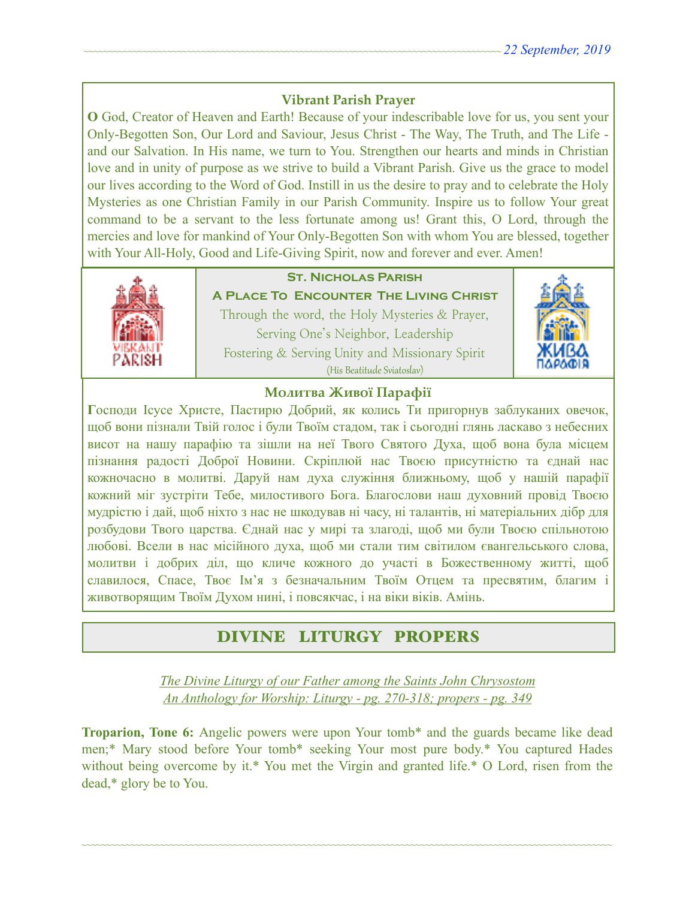## Vibrant Parish Prayer

**O** God, Creator of Heaven and Earth! Because of your indescribable love for us, you sent your Only-Begotten Son, Our Lord and Saviour, Jesus Christ - The Way, The Truth, and The Life - and our Salvation. In His name, we turn to You. Strengthen our hearts and minds in Christian love and in unity of purpose as we strive to build a Vibrant Parish. Give us the grace to model our lives according to the Word of God. Instill in us the desire to pray and to celebrate the Holy Mysteries as one Christian Family in our Parish Community. Inspire us to follow Your great command to be a servant to the less fortunate among us! Grant this, O Lord, through the mercies and love for mankind of Your Only-Begotten Son with whom You are blessed, together with Your All-Holy, Good and Life-Giving Spirit, now and forever and ever. Amen!

**St. Nicholas Parish**

**A Place To Encounter The Living Christ**

Through the word, the Holy Mysteries & Prayer,
Serving One's Neighbor, Leadership
Fostering & Serving Unity and Missionary Spirit
(His Beatitude Sviatoslav)

## Молитва Живої Парафії

**Г**осподи Ісусе Христе, Пастирю Добрий, як колись Ти пригорнув заблуканих овечок, щоб вони пізнали Твій голос і були Твоїм стадом, так і сьогодні глянь ласкаво з небесних висот на нашу парафію та зішли на неї Твого Святого Духа, щоб вона була місцем пізнання радості Доброї Новини. Скріплюй нас Твоєю присутністю та єднай нас кожночасно в молитві. Даруй нам духа служіння ближньому, щоб у нашій парафії кожний міг зустріти Тебе, милостивого Бога. Благослови наш духовний провід Твоєю мудрістю і дай, щоб ніхто з нас не шкодував ні часу, ні талантів, ні матеріальних дібр для розбудови Твого царства. Єднай нас у мирі та злагоді, щоб ми були Твоєю спільнотою любові. Всели в нас місійного духа, щоб ми стали тим світилом євангельського слова, молитви і добрих діл, що кличе кожного до участі в Божественному житті, щоб славилося, Спасе, Твоє Ім'я з безначальним Твоїм Отцем та пресвятим, благим і животворящим Твоїм Духом нині, і повсякчас, і на віки віків. Амінь.

## DIVINE LITURGY PROPERS

*The Divine Liturgy of our Father among the Saints John Chrysostom*
*An Anthology for Worship: Liturgy - pg. 270-318; propers - pg. 349*

**Troparion, Tone 6:** Angelic powers were upon Your tomb* and the guards became like dead men;* Mary stood before Your tomb* seeking Your most pure body.* You captured Hades without being overcome by it.* You met the Virgin and granted life.* O Lord, risen from the dead,* glory be to You.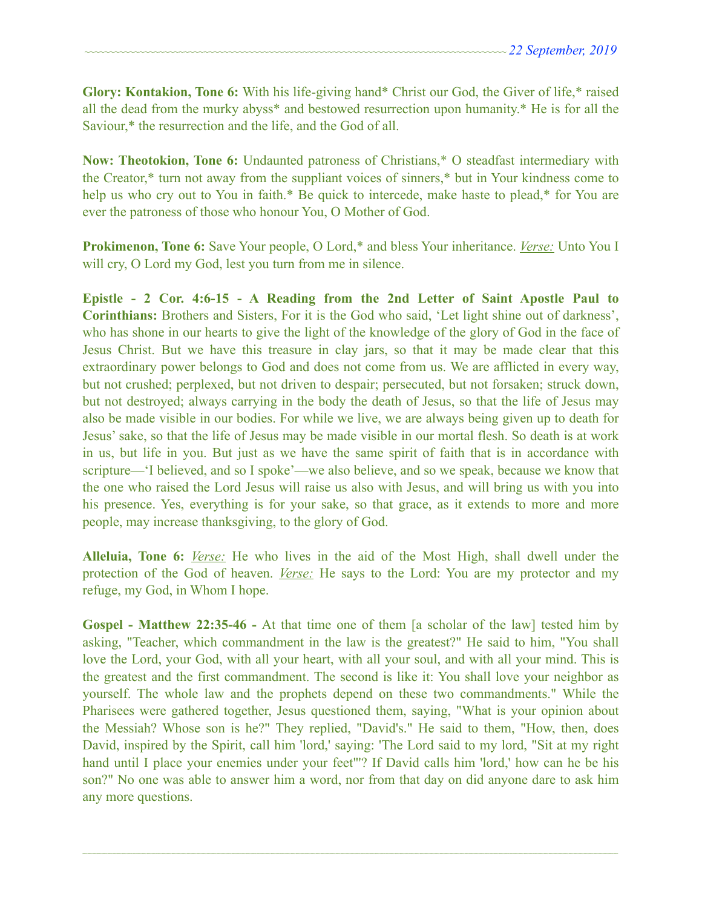**Glory: Kontakion, Tone 6:** With his life-giving hand* Christ our God, the Giver of life,* raised all the dead from the murky abyss* and bestowed resurrection upon humanity.* He is for all the Saviour,* the resurrection and the life, and the God of all.

**Now: Theotokion, Tone 6:** Undaunted patroness of Christians,* O steadfast intermediary with the Creator,* turn not away from the suppliant voices of sinners,* but in Your kindness come to help us who cry out to You in faith.* Be quick to intercede, make haste to plead,* for You are ever the patroness of those who honour You, O Mother of God.

**Prokimenon, Tone 6:** Save Your people, O Lord,* and bless Your inheritance. *Verse:* Unto You I will cry, O Lord my God, lest you turn from me in silence.

**Epistle - 2 Cor. 4:6-15 - A Reading from the 2nd Letter of Saint Apostle Paul to Corinthians:** Brothers and Sisters, For it is the God who said, 'Let light shine out of darkness', who has shone in our hearts to give the light of the knowledge of the glory of God in the face of Jesus Christ. But we have this treasure in clay jars, so that it may be made clear that this extraordinary power belongs to God and does not come from us. We are afflicted in every way, but not crushed; perplexed, but not driven to despair; persecuted, but not forsaken; struck down, but not destroyed; always carrying in the body the death of Jesus, so that the life of Jesus may also be made visible in our bodies. For while we live, we are always being given up to death for Jesus' sake, so that the life of Jesus may be made visible in our mortal flesh. So death is at work in us, but life in you. But just as we have the same spirit of faith that is in accordance with scripture—'I believed, and so I spoke'—we also believe, and so we speak, because we know that the one who raised the Lord Jesus will raise us also with Jesus, and will bring us with you into his presence. Yes, everything is for your sake, so that grace, as it extends to more and more people, may increase thanksgiving, to the glory of God.

**Alleluia, Tone 6:** *Verse:* He who lives in the aid of the Most High, shall dwell under the protection of the God of heaven. *Verse:* He says to the Lord: You are my protector and my refuge, my God, in Whom I hope.

**Gospel - Matthew 22:35-46 -** At that time one of them [a scholar of the law] tested him by asking, "Teacher, which commandment in the law is the greatest?" He said to him, "You shall love the Lord, your God, with all your heart, with all your soul, and with all your mind. This is the greatest and the first commandment. The second is like it: You shall love your neighbor as yourself. The whole law and the prophets depend on these two commandments." While the Pharisees were gathered together, Jesus questioned them, saying, "What is your opinion about the Messiah? Whose son is he?" They replied, "David's." He said to them, "How, then, does David, inspired by the Spirit, call him 'lord,' saying: 'The Lord said to my lord, "Sit at my right hand until I place your enemies under your feet"'? If David calls him 'lord,' how can he be his son?" No one was able to answer him a word, nor from that day on did anyone dare to ask him any more questions.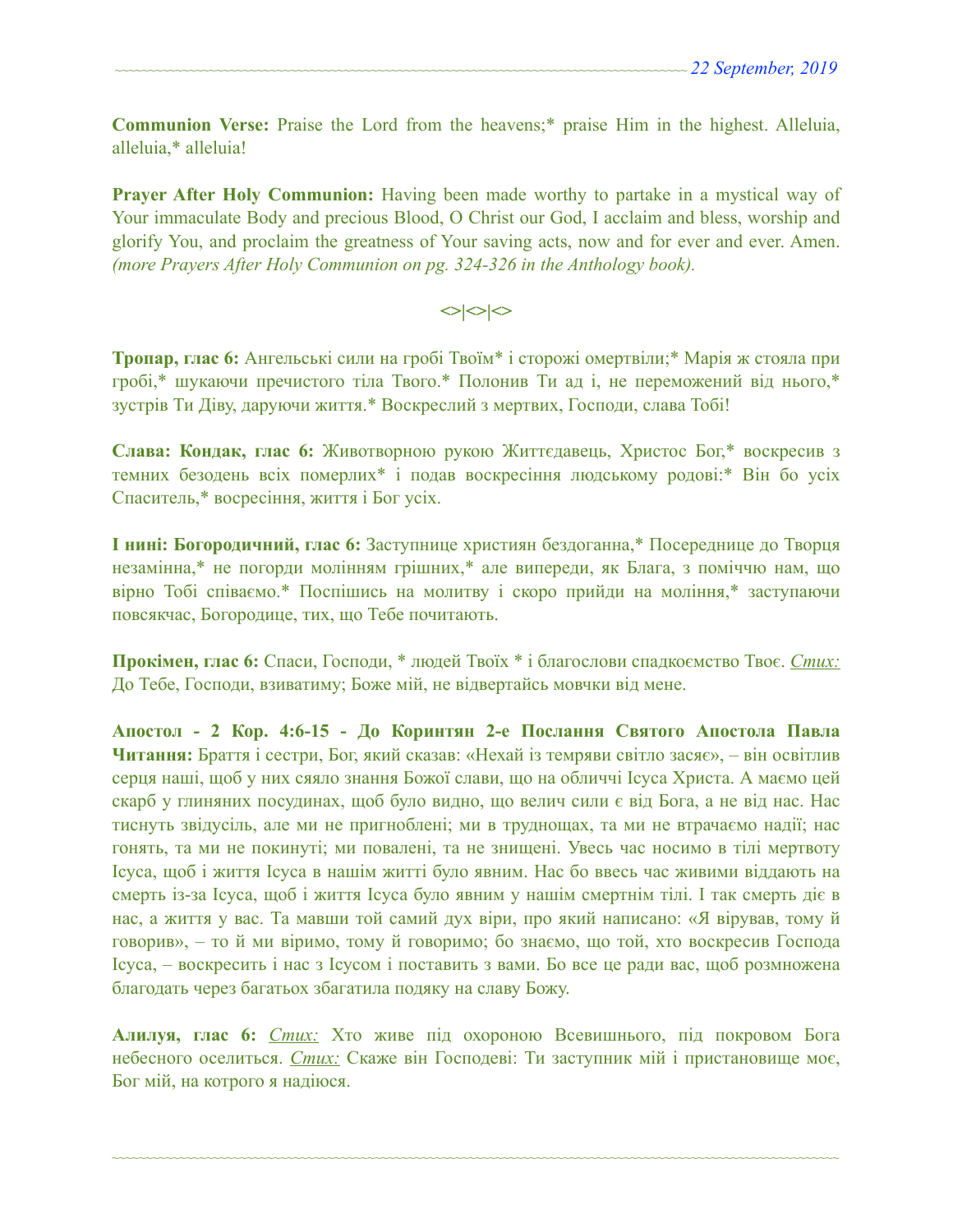**Communion Verse:** Praise the Lord from the heavens;* praise Him in the highest. Alleluia, alleluia,* alleluia!

**Prayer After Holy Communion:** Having been made worthy to partake in a mystical way of Your immaculate Body and precious Blood, O Christ our God, I acclaim and bless, worship and glorify You, and proclaim the greatness of Your saving acts, now and for ever and ever. Amen. *(more Prayers After Holy Communion on pg. 324-326 in the Anthology book).*

<>|<>|<>

**Тропар, глас 6:** Ангельські сили на гробі Твоїм* і сторожі омертвіли;* Марія ж стояла при гробі,* шукаючи пречистого тіла Твого.* Полонив Ти ад і, не переможений від нього,* зустрів Ти Діву, даруючи життя.* Воскреслий з мертвих, Господи, слава Тобі!

**Слава: Кондак, глас 6:** Животворною рукою Життєдавець, Христос Бог,* воскресив з темних безодень всіх померлих* і подав воскресіння людському родові:* Він бо усіх Спаситель,* восресіння, життя і Бог усіх.

**І нині: Богородичний, глас 6:** Заступнице християн бездоганна,* Посереднице до Творця незамінна,* не погорди молінням грішних,* але випереди, як Блага, з поміччю нам, що вірно Тобі співаємо.* Поспішись на молитву і скоро прийди на моління,* заступаючи повсякчас, Богородице, тих, що Тебе почитають.

**Прокімен, глас 6:** Спаси, Господи, * людей Твоїх * і благослови спадкоємство Твоє. *Стих:* До Тебе, Господи, взиватиму; Боже мій, не відвертайсь мовчки від мене.

**Апостол - 2 Кор. 4:6-15 - До Коринтян 2-е Послання Святого Апостола Павла Читання:** Браття і сестри, Бог, який сказав: «Нехай із темряви світло засяє», – він освітлив серця наші, щоб у них сяяло знання Божої слави, що на обличчі Ісуса Христа. А маємо цей скарб у глиняних посудинах, щоб було видно, що велич сили є від Бога, а не від нас. Нас тиснуть звідусіль, але ми не пригноблені; ми в труднощах, та ми не втрачаємо надії; нас гонять, та ми не покинуті; ми повалені, та не знищені. Увесь час носимо в тілі мертвоту Ісуса, щоб і життя Ісуса в нашім житті було явним. Нас бо ввесь час живими віддають на смерть із-за Ісуса, щоб і життя Ісуса було явним у нашім смертнім тілі. І так смерть діє в нас, а життя у вас. Та мавши той самий дух віри, про який написано: «Я вірував, тому й говорив», – то й ми віримо, тому й говоримо; бо знаємо, що той, хто воскресив Господа Ісуса, – воскресить і нас з Ісусом і поставить з вами. Бо все це ради вас, щоб розмножена благодать через багатьох збагатила подяку на славу Божу.

**Алилуя, глас 6:** *Стих:* Хто живе під охороною Всевишнього, під покровом Бога небесного оселиться. *Стих:* Скаже він Господеві: Ти заступник мій і пристановище моє, Бог мій, на котрого я надіюся.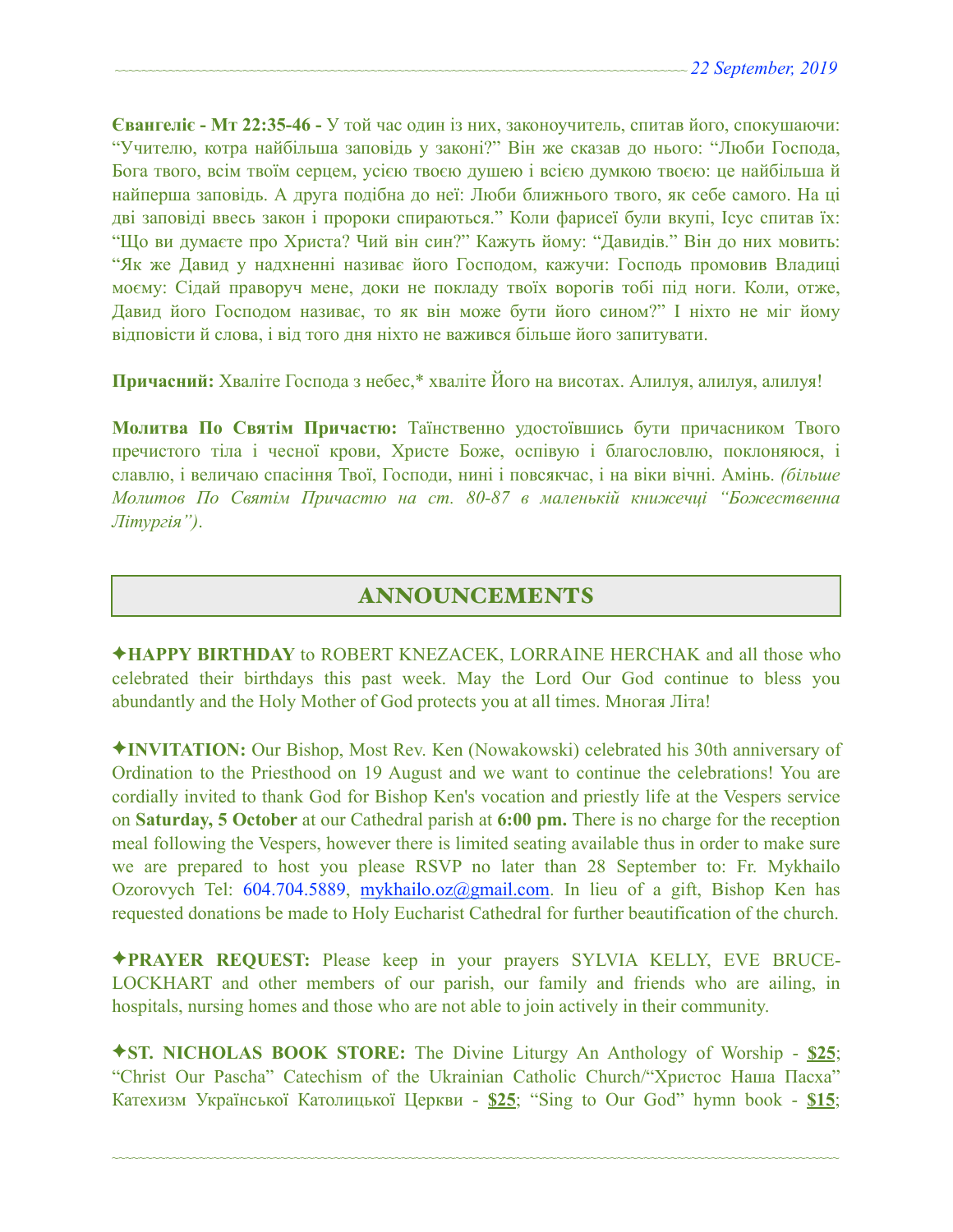**Євангеліє - Мт 22:35-46 -** У той час один із них, законоучитель, спитав його, спокушаючи: "Учителю, котра найбільша заповідь у законі?" Він же сказав до нього: "Люби Господа, Бога твого, всім твоїм серцем, усією твоєю душею і всією думкою твоєю: це найбільша й найперша заповідь. А друга подібна до неї: Люби ближнього твого, як себе самого. На ці дві заповіді ввесь закон і пророки спираються." Коли фарисеї були вкупі, Ісус спитав їх: "Що ви думаєте про Христа? Чий він син?" Кажуть йому: "Давидів." Він до них мовить: "Як же Давид у надхненні називає його Господом, кажучи: Господь промовив Владиці моєму: Сідай праворуч мене, доки не покладу твоїх ворогів тобі під ноги. Коли, отже, Давид його Господом називає, то як він може бути його сином?" І ніхто не міг йому відповісти й слова, і від того дня ніхто не важився більше його запитувати.

**Причасний:** Хваліте Господа з небес,* хваліте Його на висотах. Алилуя, алилуя, алилуя!

**Молитва По Святім Причастю:** Таїнственно удостоївшись бути причасником Твого пречистого тіла і чесної крови, Христе Боже, оспівую і благословлю, поклоняюся, і славлю, і величаю спасіння Твої, Господи, нині і повсякчас, і на віки вічні. Амінь. *(більше Молитов По Святім Причастю на ст. 80-87 в маленькій книжечці "Божественна Літургія")*.

## ANNOUNCEMENTS

✦**HAPPY BIRTHDAY** to ROBERT KNEZACEK, LORRAINE HERCHAK and all those who celebrated their birthdays this past week. May the Lord Our God continue to bless you abundantly and the Holy Mother of God protects you at all times. Многая Літа!

✦**INVITATION:** Our Bishop, Most Rev. Ken (Nowakowski) celebrated his 30th anniversary of Ordination to the Priesthood on 19 August and we want to continue the celebrations! You are cordially invited to thank God for Bishop Ken's vocation and priestly life at the Vespers service on **Saturday, 5 October** at our Cathedral parish at **6:00 pm.** There is no charge for the reception meal following the Vespers, however there is limited seating available thus in order to make sure we are prepared to host you please RSVP no later than 28 September to: Fr. Mykhailo Ozorovych Tel: 604.704.5889, mykhailo.oz@gmail.com. In lieu of a gift, Bishop Ken has requested donations be made to Holy Eucharist Cathedral for further beautification of the church.

✦**PRAYER REQUEST:** Please keep in your prayers SYLVIA KELLY, EVE BRUCE-LOCKHART and other members of our parish, our family and friends who are ailing, in hospitals, nursing homes and those who are not able to join actively in their community.

✦**ST. NICHOLAS BOOK STORE:** The Divine Liturgy An Anthology of Worship - **$25**; "Christ Our Pascha" Catechism of the Ukrainian Catholic Church/"Христос Наша Пасха" Катехизм Української Католицької Церкви - **$25**; "Sing to Our God" hymn book - **$15**;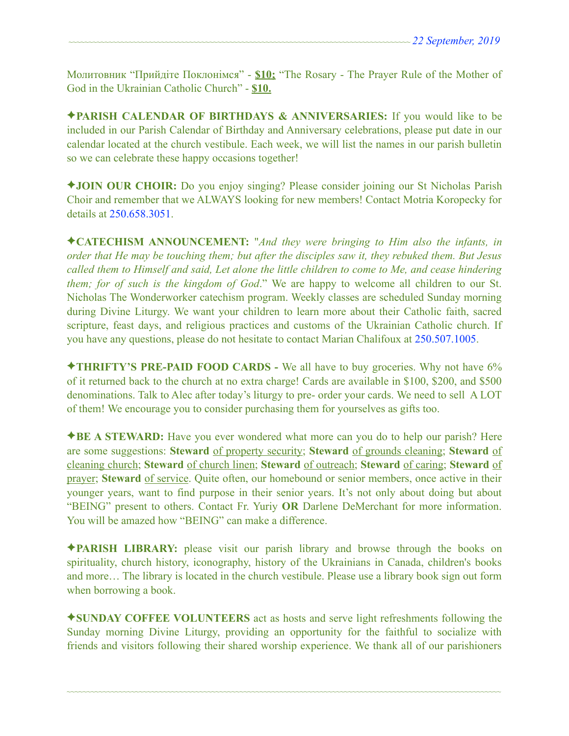Молитовник “Прийдіте Поклонімся” - **$10;** “The Rosary - The Prayer Rule of the Mother of God in the Ukrainian Catholic Church” - **$10.**

✦**PARISH CALENDAR OF BIRTHDAYS & ANNIVERSARIES:** If you would like to be included in our Parish Calendar of Birthday and Anniversary celebrations, please put date in our calendar located at the church vestibule. Each week, we will list the names in our parish bulletin so we can celebrate these happy occasions together!

✦**JOIN OUR CHOIR:** Do you enjoy singing? Please consider joining our St Nicholas Parish Choir and remember that we ALWAYS looking for new members! Contact Motria Koropecky for details at 250.658.3051.

✦**CATECHISM ANNOUNCEMENT:** "*And they were bringing to Him also the infants, in order that He may be touching them; but after the disciples saw it, they rebuked them. But Jesus called them to Himself and said, Let alone the little children to come to Me, and cease hindering them; for of such is the kingdom of God*." We are happy to welcome all children to our St. Nicholas The Wonderworker catechism program. Weekly classes are scheduled Sunday morning during Divine Liturgy. We want your children to learn more about their Catholic faith, sacred scripture, feast days, and religious practices and customs of the Ukrainian Catholic church. If you have any questions, please do not hesitate to contact Marian Chalifoux at 250.507.1005.

✦**THRIFTY'S PRE-PAID FOOD CARDS -** We all have to buy groceries. Why not have 6% of it returned back to the church at no extra charge! Cards are available in $100, $200, and $500 denominations. Talk to Alec after today's liturgy to pre- order your cards. We need to sell A LOT of them! We encourage you to consider purchasing them for yourselves as gifts too.

✦**BE A STEWARD:** Have you ever wondered what more can you do to help our parish? Here are some suggestions: **Steward** of property security; **Steward** of grounds cleaning; **Steward** of cleaning church; **Steward** of church linen; **Steward** of outreach; **Steward** of caring; **Steward** of prayer; **Steward** of service. Quite often, our homebound or senior members, once active in their younger years, want to find purpose in their senior years. It's not only about doing but about "BEING" present to others. Contact Fr. Yuriy **OR** Darlene DeMerchant for more information. You will be amazed how "BEING" can make a difference.

✦**PARISH LIBRARY:** please visit our parish library and browse through the books on spirituality, church history, iconography, history of the Ukrainians in Canada, children's books and more… The library is located in the church vestibule. Please use a library book sign out form when borrowing a book.

✦**SUNDAY COFFEE VOLUNTEERS** act as hosts and serve light refreshments following the Sunday morning Divine Liturgy, providing an opportunity for the faithful to socialize with friends and visitors following their shared worship experience. We thank all of our parishioners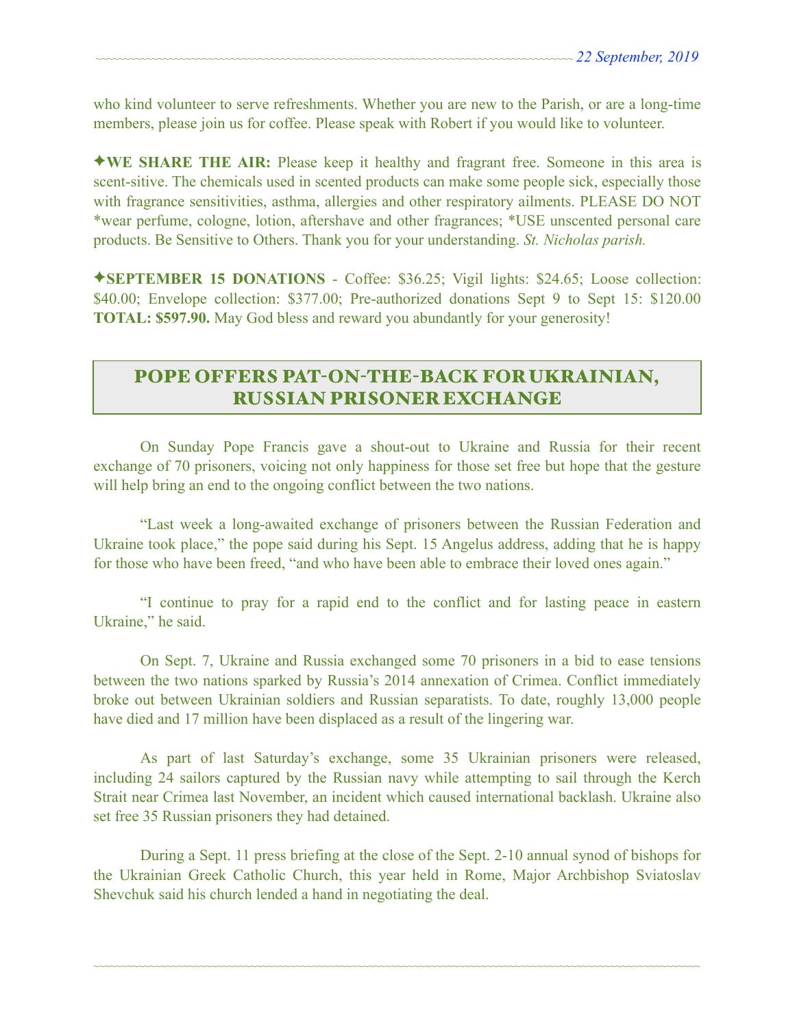who kind volunteer to serve refreshments. Whether you are new to the Parish, or are a long-time members, please join us for coffee. Please speak with Robert if you would like to volunteer.

✦**WE SHARE THE AIR:** Please keep it healthy and fragrant free. Someone in this area is scent-sitive. The chemicals used in scented products can make some people sick, especially those with fragrance sensitivities, asthma, allergies and other respiratory ailments. PLEASE DO NOT *wear perfume, cologne, lotion, aftershave and other fragrances; *USE unscented personal care products. Be Sensitive to Others. Thank you for your understanding. *St. Nicholas parish.*

✦**SEPTEMBER 15 DONATIONS** - Coffee: $36.25; Vigil lights: $24.65; Loose collection: $40.00; Envelope collection: $377.00; Pre-authorized donations Sept 9 to Sept 15: $120.00 **TOTAL: $597.90.** May God bless and reward you abundantly for your generosity!

## POPE OFFERS PAT-ON-THE-BACK FOR UKRAINIAN, RUSSIAN PRISONER EXCHANGE

On Sunday Pope Francis gave a shout-out to Ukraine and Russia for their recent exchange of 70 prisoners, voicing not only happiness for those set free but hope that the gesture will help bring an end to the ongoing conflict between the two nations.

"Last week a long-awaited exchange of prisoners between the Russian Federation and Ukraine took place," the pope said during his Sept. 15 Angelus address, adding that he is happy for those who have been freed, "and who have been able to embrace their loved ones again."

"I continue to pray for a rapid end to the conflict and for lasting peace in eastern Ukraine," he said.

On Sept. 7, Ukraine and Russia exchanged some 70 prisoners in a bid to ease tensions between the two nations sparked by Russia's 2014 annexation of Crimea. Conflict immediately broke out between Ukrainian soldiers and Russian separatists. To date, roughly 13,000 people have died and 17 million have been displaced as a result of the lingering war.

As part of last Saturday's exchange, some 35 Ukrainian prisoners were released, including 24 sailors captured by the Russian navy while attempting to sail through the Kerch Strait near Crimea last November, an incident which caused international backlash. Ukraine also set free 35 Russian prisoners they had detained.

During a Sept. 11 press briefing at the close of the Sept. 2-10 annual synod of bishops for the Ukrainian Greek Catholic Church, this year held in Rome, Major Archbishop Sviatoslav Shevchuk said his church lended a hand in negotiating the deal.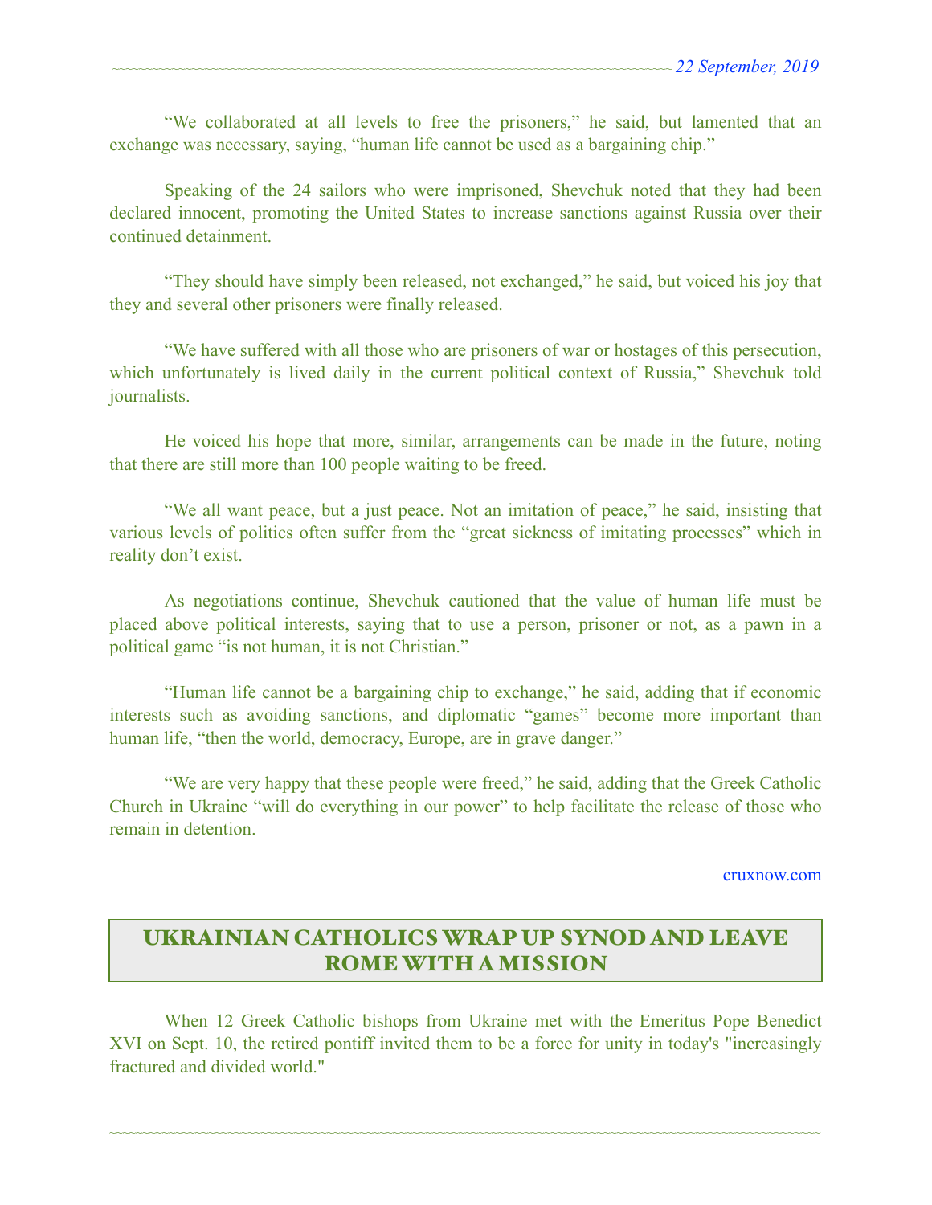"We collaborated at all levels to free the prisoners," he said, but lamented that an exchange was necessary, saying, "human life cannot be used as a bargaining chip."

Speaking of the 24 sailors who were imprisoned, Shevchuk noted that they had been declared innocent, promoting the United States to increase sanctions against Russia over their continued detainment.

"They should have simply been released, not exchanged," he said, but voiced his joy that they and several other prisoners were finally released.

"We have suffered with all those who are prisoners of war or hostages of this persecution, which unfortunately is lived daily in the current political context of Russia," Shevchuk told journalists.

He voiced his hope that more, similar, arrangements can be made in the future, noting that there are still more than 100 people waiting to be freed.

"We all want peace, but a just peace. Not an imitation of peace," he said, insisting that various levels of politics often suffer from the "great sickness of imitating processes" which in reality don't exist.

As negotiations continue, Shevchuk cautioned that the value of human life must be placed above political interests, saying that to use a person, prisoner or not, as a pawn in a political game "is not human, it is not Christian."

"Human life cannot be a bargaining chip to exchange," he said, adding that if economic interests such as avoiding sanctions, and diplomatic "games" become more important than human life, "then the world, democracy, Europe, are in grave danger."

"We are very happy that these people were freed," he said, adding that the Greek Catholic Church in Ukraine "will do everything in our power" to help facilitate the release of those who remain in detention.

cruxnow.com

## UKRAINIAN CATHOLICS WRAP UP SYNOD AND LEAVE ROME WITH A MISSION

When 12 Greek Catholic bishops from Ukraine met with the Emeritus Pope Benedict XVI on Sept. 10, the retired pontiff invited them to be a force for unity in today's "increasingly fractured and divided world."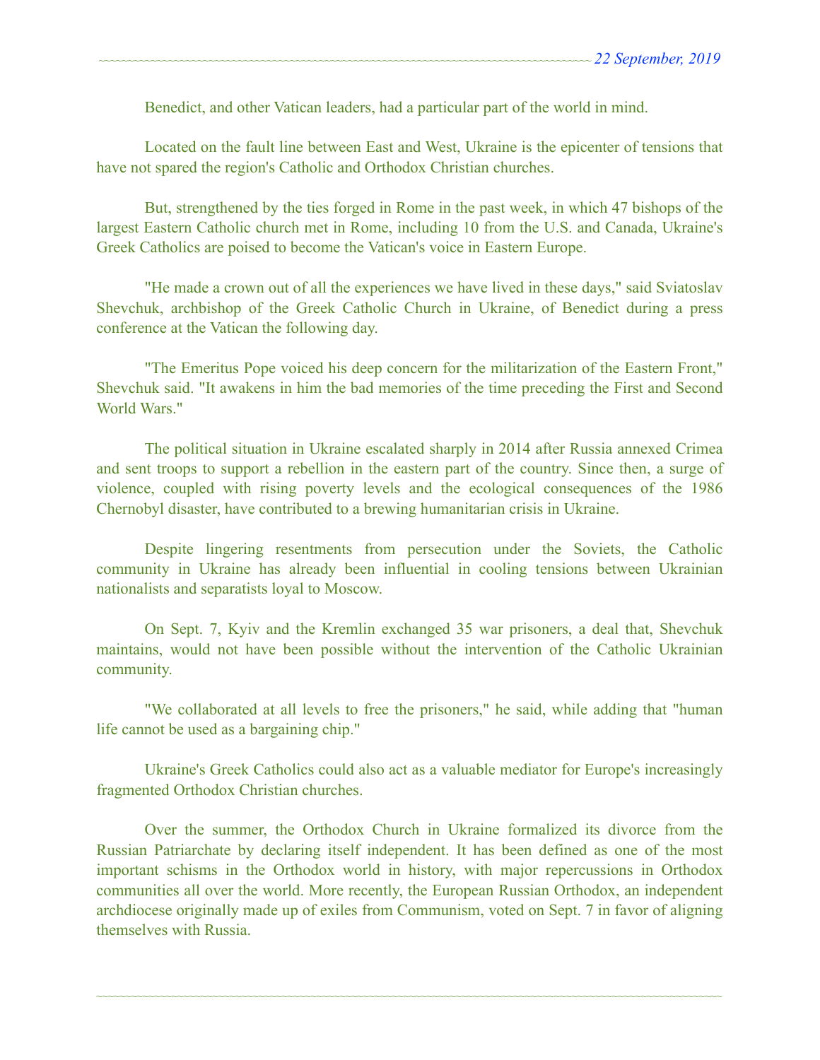Benedict, and other Vatican leaders, had a particular part of the world in mind.

Located on the fault line between East and West, Ukraine is the epicenter of tensions that have not spared the region's Catholic and Orthodox Christian churches.

But, strengthened by the ties forged in Rome in the past week, in which 47 bishops of the largest Eastern Catholic church met in Rome, including 10 from the U.S. and Canada, Ukraine's Greek Catholics are poised to become the Vatican's voice in Eastern Europe.

"He made a crown out of all the experiences we have lived in these days," said Sviatoslav Shevchuk, archbishop of the Greek Catholic Church in Ukraine, of Benedict during a press conference at the Vatican the following day.

"The Emeritus Pope voiced his deep concern for the militarization of the Eastern Front," Shevchuk said. "It awakens in him the bad memories of the time preceding the First and Second World Wars."

The political situation in Ukraine escalated sharply in 2014 after Russia annexed Crimea and sent troops to support a rebellion in the eastern part of the country. Since then, a surge of violence, coupled with rising poverty levels and the ecological consequences of the 1986 Chernobyl disaster, have contributed to a brewing humanitarian crisis in Ukraine.

Despite lingering resentments from persecution under the Soviets, the Catholic community in Ukraine has already been influential in cooling tensions between Ukrainian nationalists and separatists loyal to Moscow.

On Sept. 7, Kyiv and the Kremlin exchanged 35 war prisoners, a deal that, Shevchuk maintains, would not have been possible without the intervention of the Catholic Ukrainian community.

"We collaborated at all levels to free the prisoners," he said, while adding that "human life cannot be used as a bargaining chip."

Ukraine's Greek Catholics could also act as a valuable mediator for Europe's increasingly fragmented Orthodox Christian churches.

Over the summer, the Orthodox Church in Ukraine formalized its divorce from the Russian Patriarchate by declaring itself independent. It has been defined as one of the most important schisms in the Orthodox world in history, with major repercussions in Orthodox communities all over the world. More recently, the European Russian Orthodox, an independent archdiocese originally made up of exiles from Communism, voted on Sept. 7 in favor of aligning themselves with Russia.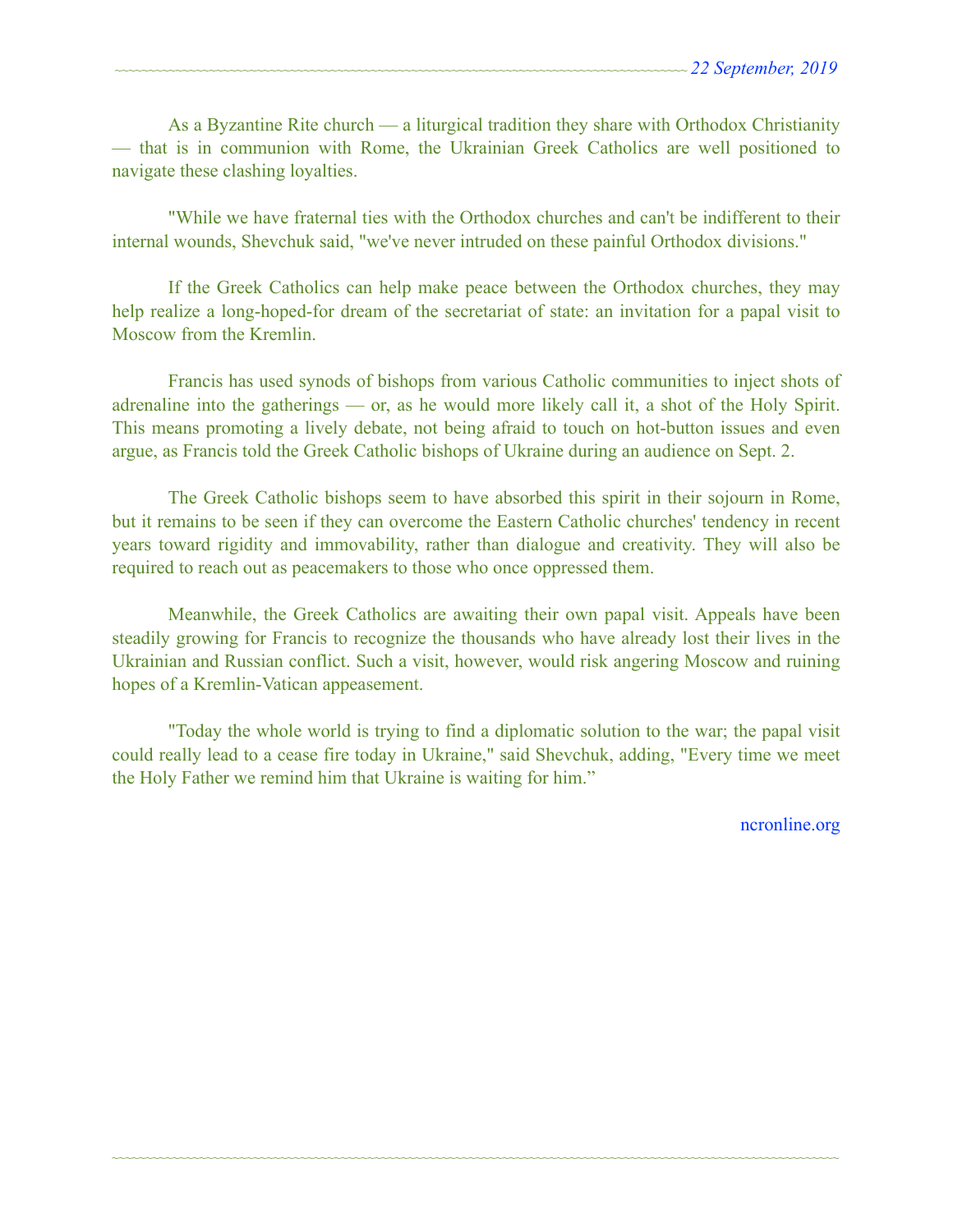As a Byzantine Rite church — a liturgical tradition they share with Orthodox Christianity — that is in communion with Rome, the Ukrainian Greek Catholics are well positioned to navigate these clashing loyalties.

"While we have fraternal ties with the Orthodox churches and can't be indifferent to their internal wounds, Shevchuk said, "we've never intruded on these painful Orthodox divisions."

If the Greek Catholics can help make peace between the Orthodox churches, they may help realize a long-hoped-for dream of the secretariat of state: an invitation for a papal visit to Moscow from the Kremlin.

Francis has used synods of bishops from various Catholic communities to inject shots of adrenaline into the gatherings — or, as he would more likely call it, a shot of the Holy Spirit. This means promoting a lively debate, not being afraid to touch on hot-button issues and even argue, as Francis told the Greek Catholic bishops of Ukraine during an audience on Sept. 2.

The Greek Catholic bishops seem to have absorbed this spirit in their sojourn in Rome, but it remains to be seen if they can overcome the Eastern Catholic churches' tendency in recent years toward rigidity and immovability, rather than dialogue and creativity. They will also be required to reach out as peacemakers to those who once oppressed them.

Meanwhile, the Greek Catholics are awaiting their own papal visit. Appeals have been steadily growing for Francis to recognize the thousands who have already lost their lives in the Ukrainian and Russian conflict. Such a visit, however, would risk angering Moscow and ruining hopes of a Kremlin-Vatican appeasement.

"Today the whole world is trying to find a diplomatic solution to the war; the papal visit could really lead to a cease fire today in Ukraine," said Shevchuk, adding, "Every time we meet the Holy Father we remind him that Ukraine is waiting for him."

ncronline.org